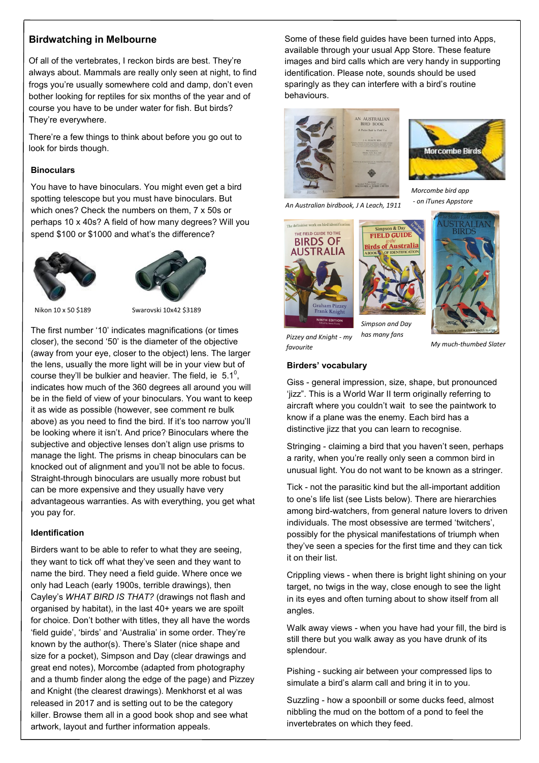## Birdwatching in Melbourne

Of all of the vertebrates, I reckon birds are best. They're always about. Mammals are really only seen at night, to find frogs you're usually somewhere cold and damp, don't even bother looking for reptiles for six months of the year and of course you have to be under water for fish. But birds? They're everywhere.

There're a few things to think about before you go out to look for birds though.

### Binoculars

You have to have binoculars. You might even get a bird spotting telescope but you must have binoculars. But which ones? Check the numbers on them, 7 x 50s or perhaps 10 x 40s? A field of how many degrees? Will you spend $100 or $1000 and what's the difference?

Nikon 10 x 50 $189

Swarovski 10x42 $3189

The first number '10' indicates magnifications (or times closer), the second '50' is the diameter of the objective (away from your eye, closer to the object) lens. The larger the lens, usually the more light will be in your view but of course they'll be bulkier and heavier. The field, ie $5.1^0$, indicates how much of the 360 degrees all around you will be in the field of view of your binoculars. You want to keep it as wide as possible (however, see comment re bulk above) as you need to find the bird. If it's too narrow you'll be looking where it isn't. And price? Binoculars where the subjective and objective lenses don't align use prisms to manage the light. The prisms in cheap binoculars can be knocked out of alignment and you'll not be able to focus. Straight-through binoculars are usually more robust but can be more expensive and they usually have very advantageous warranties. As with everything, you get what you pay for.

### Identification

Birders want to be able to refer to what they are seeing, they want to tick off what they've seen and they want to name the bird. They need a field guide. Where once we only had Leach (early 1900s, terrible drawings), then Cayley's *WHAT BIRD IS THAT?* (drawings not flash and organised by habitat), in the last 40+ years we are spoilt for choice. Don't bother with titles, they all have the words 'field guide', 'birds' and 'Australia' in some order. They're known by the author(s). There's Slater (nice shape and size for a pocket), Simpson and Day (clear drawings and great end notes), Morcombe (adapted from photography and a thumb finder along the edge of the page) and Pizzey and Knight (the clearest drawings). Menkhorst et al was released in 2017 and is setting out to be the category killer. Browse them all in a good book shop and see what artwork, layout and further information appeals.

Some of these field guides have been turned into Apps, available through your usual App Store. These feature images and bird calls which are very handy in supporting identification. Please note, sounds should be used sparingly as they can interfere with a bird's routine behaviours.

*An Australian birdbook, J A Leach, 1911*

*Morcombe bird app - on iTunes Appstore*

*Pizzey and Knight - my favourite*

*Simpson and Day has many fans*

*My much-thumbed Slater*

### Birders' vocabulary

Giss - general impression, size, shape, but pronounced 'jizz". This is a World War II term originally referring to aircraft where you couldn't wait to see the paintwork to know if a plane was the enemy. Each bird has a distinctive jizz that you can learn to recognise.

Stringing - claiming a bird that you haven't seen, perhaps a rarity, when you're really only seen a common bird in unusual light. You do not want to be known as a stringer.

Tick - not the parasitic kind but the all-important addition to one's life list (see Lists below). There are hierarchies among bird-watchers, from general nature lovers to driven individuals. The most obsessive are termed 'twitchers', possibly for the physical manifestations of triumph when they've seen a species for the first time and they can tick it on their list.

Crippling views - when there is bright light shining on your target, no twigs in the way, close enough to see the light in its eyes and often turning about to show itself from all angles.

Walk away views - when you have had your fill, the bird is still there but you walk away as you have drunk of its splendour.

Pishing - sucking air between your compressed lips to simulate a bird's alarm call and bring it in to you.

Suzzling - how a spoonbill or some ducks feed, almost nibbling the mud on the bottom of a pond to feel the invertebrates on which they feed.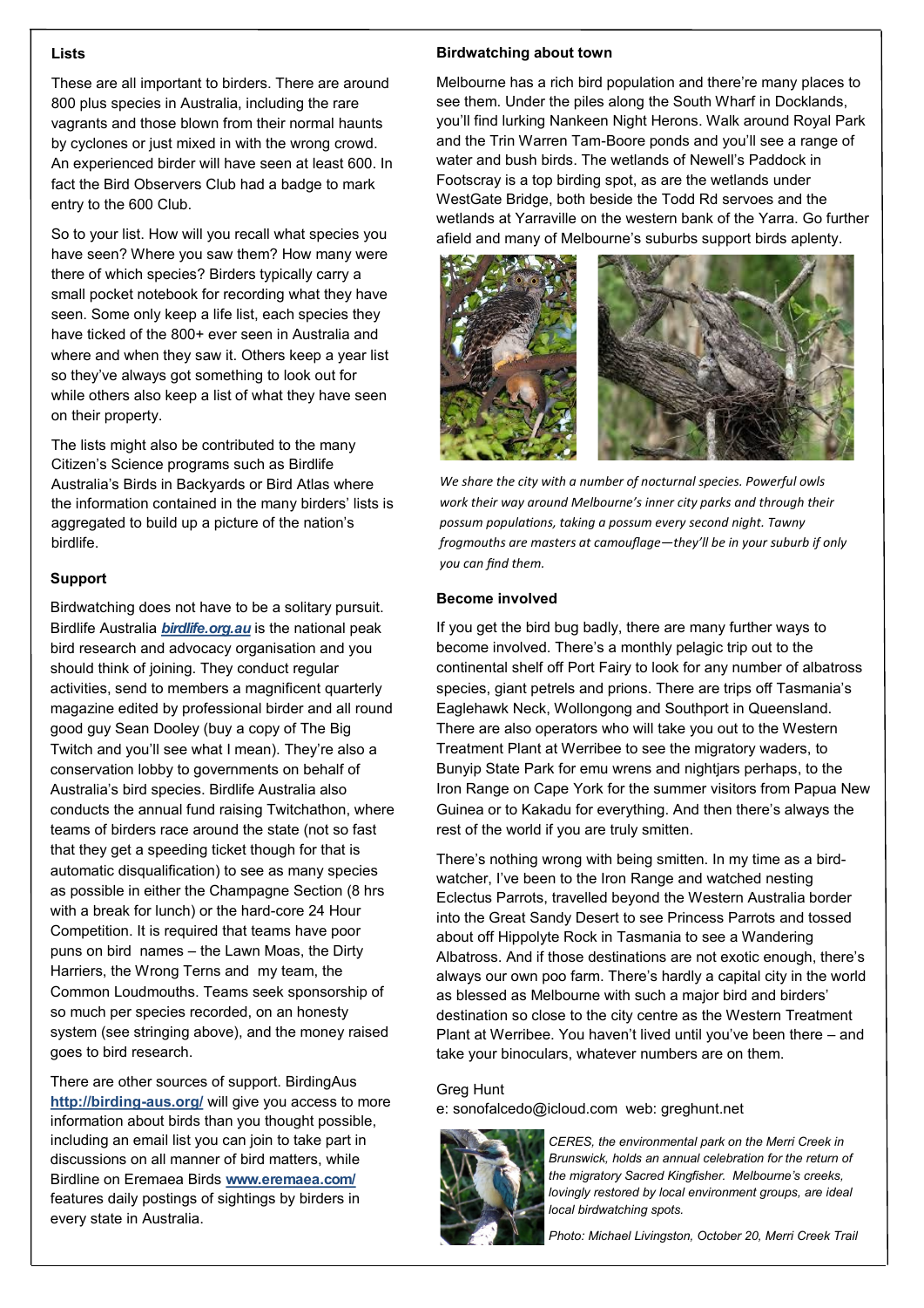### Lists

These are all important to birders. There are around 800 plus species in Australia, including the rare vagrants and those blown from their normal haunts by cyclones or just mixed in with the wrong crowd. An experienced birder will have seen at least 600. In fact the Bird Observers Club had a badge to mark entry to the 600 Club.

So to your list. How will you recall what species you have seen? Where you saw them? How many were there of which species? Birders typically carry a small pocket notebook for recording what they have seen. Some only keep a life list, each species they have ticked of the 800+ ever seen in Australia and where and when they saw it. Others keep a year list so they've always got something to look out for while others also keep a list of what they have seen on their property.

The lists might also be contributed to the many Citizen's Science programs such as Birdlife Australia's Birds in Backyards or Bird Atlas where the information contained in the many birders' lists is aggregated to build up a picture of the nation's birdlife.

### Support

Birdwatching does not have to be a solitary pursuit. Birdlife Australia ***birdlife.org.au*** is the national peak bird research and advocacy organisation and you should think of joining. They conduct regular activities, send to members a magnificent quarterly magazine edited by professional birder and all round good guy Sean Dooley (buy a copy of The Big Twitch and you'll see what I mean). They're also a conservation lobby to governments on behalf of Australia's bird species. Birdlife Australia also conducts the annual fund raising Twitchathon, where teams of birders race around the state (not so fast that they get a speeding ticket though for that is automatic disqualification) to see as many species as possible in either the Champagne Section (8 hrs with a break for lunch) or the hard-core 24 Hour Competition. It is required that teams have poor puns on bird names – the Lawn Moas, the Dirty Harriers, the Wrong Terns and my team, the Common Loudmouths. Teams seek sponsorship of so much per species recorded, on an honesty system (see stringing above), and the money raised goes to bird research.

There are other sources of support. BirdingAus **http://birding-aus.org/** will give you access to more information about birds than you thought possible, including an email list you can join to take part in discussions on all manner of bird matters, while Birdline on Eremaea Birds **www.eremaea.com/** features daily postings of sightings by birders in every state in Australia.

### Birdwatching about town

Melbourne has a rich bird population and there're many places to see them. Under the piles along the South Wharf in Docklands, you'll find lurking Nankeen Night Herons. Walk around Royal Park and the Trin Warren Tam-Boore ponds and you'll see a range of water and bush birds. The wetlands of Newell's Paddock in Footscray is a top birding spot, as are the wetlands under WestGate Bridge, both beside the Todd Rd servoes and the wetlands at Yarraville on the western bank of the Yarra. Go further afield and many of Melbourne's suburbs support birds aplenty.

*We share the city with a number of nocturnal species. Powerful owls work their way around Melbourne's inner city parks and through their possum populations, taking a possum every second night. Tawny frogmouths are masters at camouflage—they'll be in your suburb if only you can find them.*

### Become involved

If you get the bird bug badly, there are many further ways to become involved. There's a monthly pelagic trip out to the continental shelf off Port Fairy to look for any number of albatross species, giant petrels and prions. There are trips off Tasmania's Eaglehawk Neck, Wollongong and Southport in Queensland. There are also operators who will take you out to the Western Treatment Plant at Werribee to see the migratory waders, to Bunyip State Park for emu wrens and nightjars perhaps, to the Iron Range on Cape York for the summer visitors from Papua New Guinea or to Kakadu for everything. And then there's always the rest of the world if you are truly smitten.

There's nothing wrong with being smitten. In my time as a bird-watcher, I've been to the Iron Range and watched nesting Eclectus Parrots, travelled beyond the Western Australia border into the Great Sandy Desert to see Princess Parrots and tossed about off Hippolyte Rock in Tasmania to see a Wandering Albatross. And if those destinations are not exotic enough, there's always our own poo farm. There's hardly a capital city in the world as blessed as Melbourne with such a major bird and birders' destination so close to the city centre as the Western Treatment Plant at Werribee. You haven't lived until you've been there – and take your binoculars, whatever numbers are on them.

Greg Hunt
e: sonofalcedo@icloud.com web: greghunt.net

*CERES, the environmental park on the Merri Creek in Brunswick, holds an annual celebration for the return of the migratory Sacred Kingfisher. Melbourne's creeks, lovingly restored by local environment groups, are ideal local birdwatching spots.*

*Photo: Michael Livingston, October 20, Merri Creek Trail*